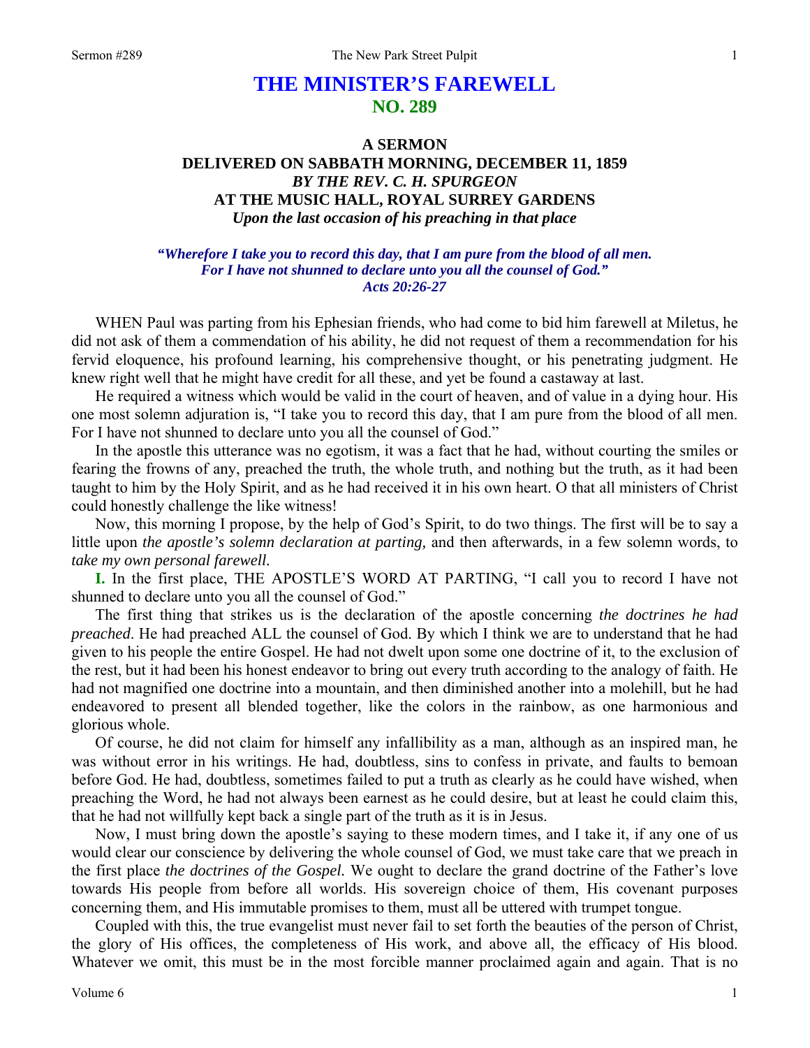# THE MINISTER'S FAREWELL
## NO. 289

### A SERMON
### DELIVERED ON SABBATH MORNING, DECEMBER 11, 1859
### *BY THE REV. C. H. SPURGEON*
### AT THE MUSIC HALL, ROYAL SURREY GARDENS
*Upon the last occasion of his preaching in that place*

*"Wherefore I take you to record this day, that I am pure from the blood of all men. For I have not shunned to declare unto you all the counsel of God." Acts 20:26-27*

WHEN Paul was parting from his Ephesian friends, who had come to bid him farewell at Miletus, he did not ask of them a commendation of his ability, he did not request of them a recommendation for his fervid eloquence, his profound learning, his comprehensive thought, or his penetrating judgment. He knew right well that he might have credit for all these, and yet be found a castaway at last.

He required a witness which would be valid in the court of heaven, and of value in a dying hour. His one most solemn adjuration is, "I take you to record this day, that I am pure from the blood of all men. For I have not shunned to declare unto you all the counsel of God."

In the apostle this utterance was no egotism, it was a fact that he had, without courting the smiles or fearing the frowns of any, preached the truth, the whole truth, and nothing but the truth, as it had been taught to him by the Holy Spirit, and as he had received it in his own heart. O that all ministers of Christ could honestly challenge the like witness!

Now, this morning I propose, by the help of God's Spirit, to do two things. The first will be to say a little upon *the apostle's solemn declaration at parting,* and then afterwards, in a few solemn words, to *take my own personal farewell.*

**I.** In the first place, THE APOSTLE'S WORD AT PARTING, "I call you to record I have not shunned to declare unto you all the counsel of God."

The first thing that strikes us is the declaration of the apostle concerning *the doctrines he had preached*. He had preached ALL the counsel of God. By which I think we are to understand that he had given to his people the entire Gospel. He had not dwelt upon some one doctrine of it, to the exclusion of the rest, but it had been his honest endeavor to bring out every truth according to the analogy of faith. He had not magnified one doctrine into a mountain, and then diminished another into a molehill, but he had endeavored to present all blended together, like the colors in the rainbow, as one harmonious and glorious whole.

Of course, he did not claim for himself any infallibility as a man, although as an inspired man, he was without error in his writings. He had, doubtless, sins to confess in private, and faults to bemoan before God. He had, doubtless, sometimes failed to put a truth as clearly as he could have wished, when preaching the Word, he had not always been earnest as he could desire, but at least he could claim this, that he had not willfully kept back a single part of the truth as it is in Jesus.

Now, I must bring down the apostle's saying to these modern times, and I take it, if any one of us would clear our conscience by delivering the whole counsel of God, we must take care that we preach in the first place *the doctrines of the Gospel.* We ought to declare the grand doctrine of the Father's love towards His people from before all worlds. His sovereign choice of them, His covenant purposes concerning them, and His immutable promises to them, must all be uttered with trumpet tongue.

Coupled with this, the true evangelist must never fail to set forth the beauties of the person of Christ, the glory of His offices, the completeness of His work, and above all, the efficacy of His blood. Whatever we omit, this must be in the most forcible manner proclaimed again and again. That is no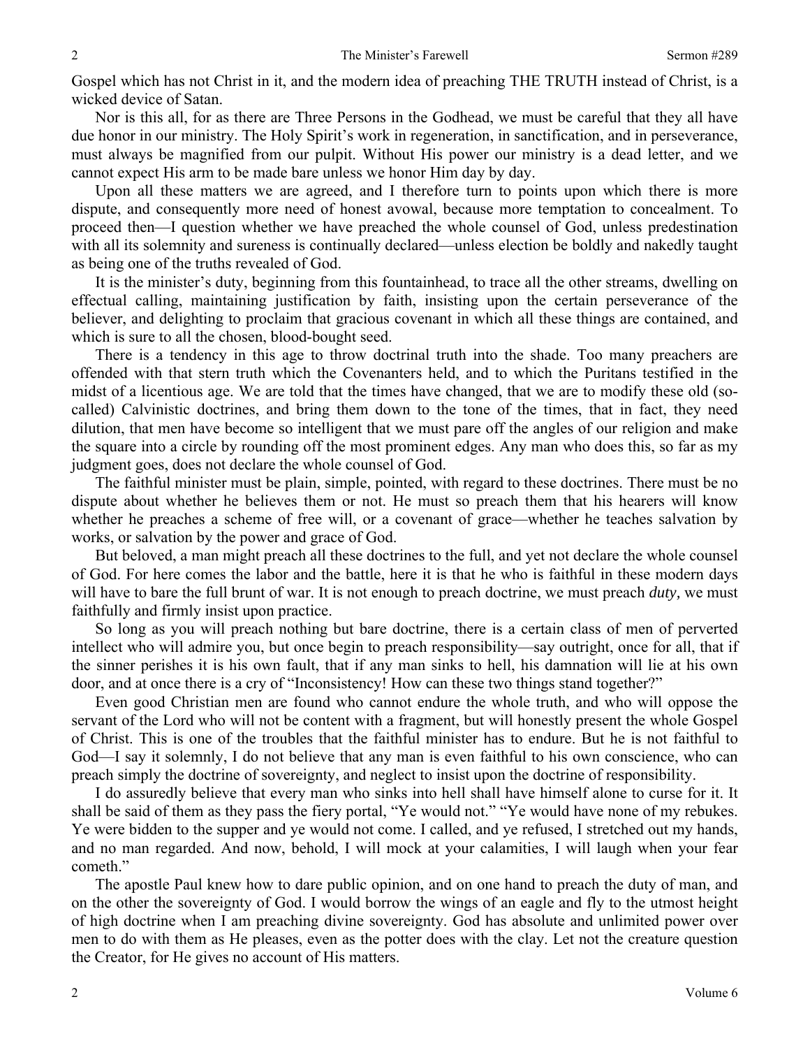Gospel which has not Christ in it, and the modern idea of preaching THE TRUTH instead of Christ, is a wicked device of Satan.

Nor is this all, for as there are Three Persons in the Godhead, we must be careful that they all have due honor in our ministry. The Holy Spirit's work in regeneration, in sanctification, and in perseverance, must always be magnified from our pulpit. Without His power our ministry is a dead letter, and we cannot expect His arm to be made bare unless we honor Him day by day.

Upon all these matters we are agreed, and I therefore turn to points upon which there is more dispute, and consequently more need of honest avowal, because more temptation to concealment. To proceed then—I question whether we have preached the whole counsel of God, unless predestination with all its solemnity and sureness is continually declared—unless election be boldly and nakedly taught as being one of the truths revealed of God.

It is the minister's duty, beginning from this fountainhead, to trace all the other streams, dwelling on effectual calling, maintaining justification by faith, insisting upon the certain perseverance of the believer, and delighting to proclaim that gracious covenant in which all these things are contained, and which is sure to all the chosen, blood-bought seed.

There is a tendency in this age to throw doctrinal truth into the shade. Too many preachers are offended with that stern truth which the Covenanters held, and to which the Puritans testified in the midst of a licentious age. We are told that the times have changed, that we are to modify these old (so-called) Calvinistic doctrines, and bring them down to the tone of the times, that in fact, they need dilution, that men have become so intelligent that we must pare off the angles of our religion and make the square into a circle by rounding off the most prominent edges. Any man who does this, so far as my judgment goes, does not declare the whole counsel of God.

The faithful minister must be plain, simple, pointed, with regard to these doctrines. There must be no dispute about whether he believes them or not. He must so preach them that his hearers will know whether he preaches a scheme of free will, or a covenant of grace—whether he teaches salvation by works, or salvation by the power and grace of God.

But beloved, a man might preach all these doctrines to the full, and yet not declare the whole counsel of God. For here comes the labor and the battle, here it is that he who is faithful in these modern days will have to bare the full brunt of war. It is not enough to preach doctrine, we must preach *duty,* we must faithfully and firmly insist upon practice.

So long as you will preach nothing but bare doctrine, there is a certain class of men of perverted intellect who will admire you, but once begin to preach responsibility—say outright, once for all, that if the sinner perishes it is his own fault, that if any man sinks to hell, his damnation will lie at his own door, and at once there is a cry of "Inconsistency! How can these two things stand together?"

Even good Christian men are found who cannot endure the whole truth, and who will oppose the servant of the Lord who will not be content with a fragment, but will honestly present the whole Gospel of Christ. This is one of the troubles that the faithful minister has to endure. But he is not faithful to God—I say it solemnly, I do not believe that any man is even faithful to his own conscience, who can preach simply the doctrine of sovereignty, and neglect to insist upon the doctrine of responsibility.

I do assuredly believe that every man who sinks into hell shall have himself alone to curse for it. It shall be said of them as they pass the fiery portal, "Ye would not." "Ye would have none of my rebukes. Ye were bidden to the supper and ye would not come. I called, and ye refused, I stretched out my hands, and no man regarded. And now, behold, I will mock at your calamities, I will laugh when your fear cometh."

The apostle Paul knew how to dare public opinion, and on one hand to preach the duty of man, and on the other the sovereignty of God. I would borrow the wings of an eagle and fly to the utmost height of high doctrine when I am preaching divine sovereignty. God has absolute and unlimited power over men to do with them as He pleases, even as the potter does with the clay. Let not the creature question the Creator, for He gives no account of His matters.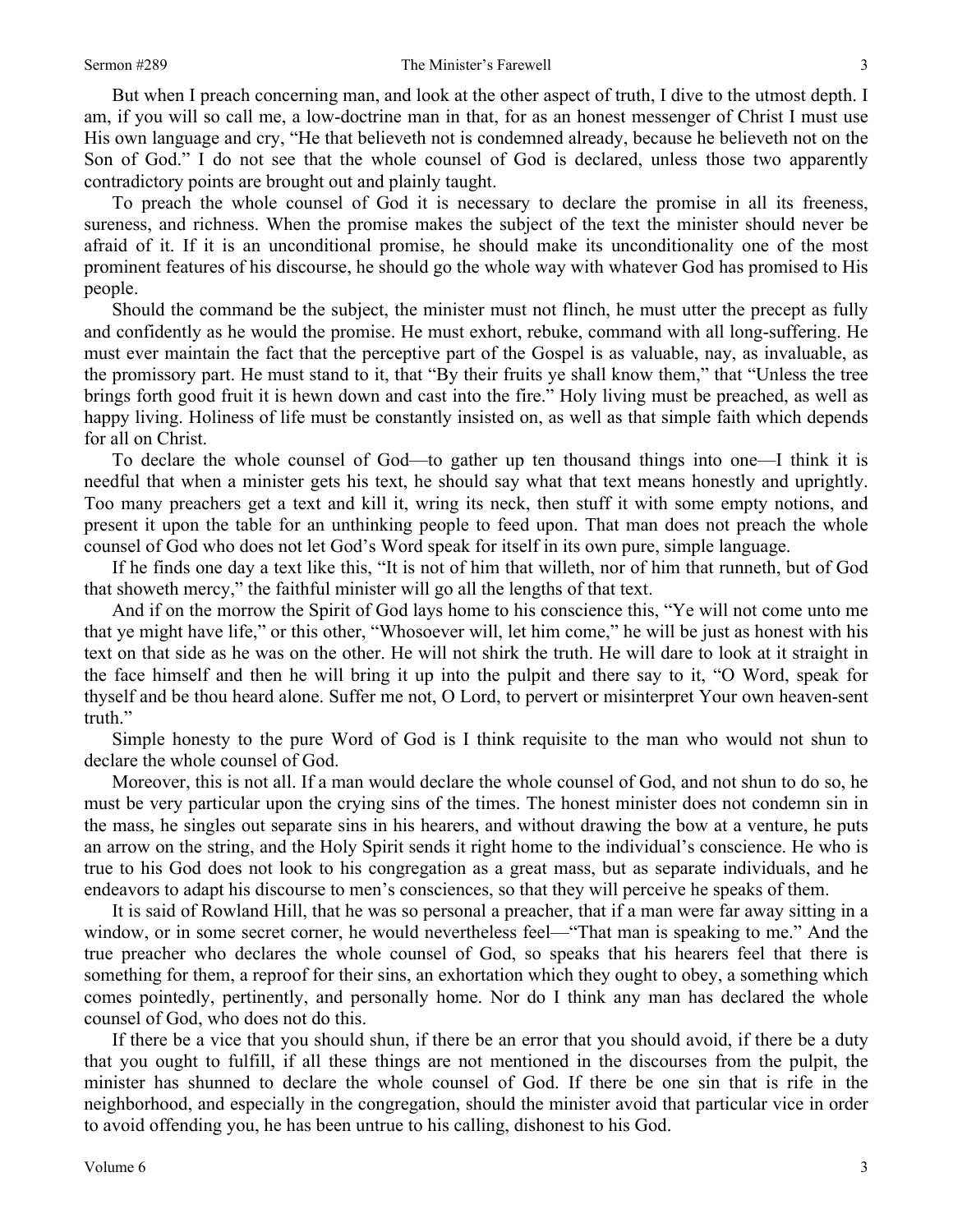But when I preach concerning man, and look at the other aspect of truth, I dive to the utmost depth. I am, if you will so call me, a low-doctrine man in that, for as an honest messenger of Christ I must use His own language and cry, "He that believeth not is condemned already, because he believeth not on the Son of God." I do not see that the whole counsel of God is declared, unless those two apparently contradictory points are brought out and plainly taught.

To preach the whole counsel of God it is necessary to declare the promise in all its freeness, sureness, and richness. When the promise makes the subject of the text the minister should never be afraid of it. If it is an unconditional promise, he should make its unconditionality one of the most prominent features of his discourse, he should go the whole way with whatever God has promised to His people.

Should the command be the subject, the minister must not flinch, he must utter the precept as fully and confidently as he would the promise. He must exhort, rebuke, command with all long-suffering. He must ever maintain the fact that the perceptive part of the Gospel is as valuable, nay, as invaluable, as the promissory part. He must stand to it, that "By their fruits ye shall know them," that "Unless the tree brings forth good fruit it is hewn down and cast into the fire." Holy living must be preached, as well as happy living. Holiness of life must be constantly insisted on, as well as that simple faith which depends for all on Christ.

To declare the whole counsel of God—to gather up ten thousand things into one—I think it is needful that when a minister gets his text, he should say what that text means honestly and uprightly. Too many preachers get a text and kill it, wring its neck, then stuff it with some empty notions, and present it upon the table for an unthinking people to feed upon. That man does not preach the whole counsel of God who does not let God's Word speak for itself in its own pure, simple language.

If he finds one day a text like this, "It is not of him that willeth, nor of him that runneth, but of God that showeth mercy," the faithful minister will go all the lengths of that text.

And if on the morrow the Spirit of God lays home to his conscience this, "Ye will not come unto me that ye might have life," or this other, "Whosoever will, let him come," he will be just as honest with his text on that side as he was on the other. He will not shirk the truth. He will dare to look at it straight in the face himself and then he will bring it up into the pulpit and there say to it, "O Word, speak for thyself and be thou heard alone. Suffer me not, O Lord, to pervert or misinterpret Your own heaven-sent truth."

Simple honesty to the pure Word of God is I think requisite to the man who would not shun to declare the whole counsel of God.

Moreover, this is not all. If a man would declare the whole counsel of God, and not shun to do so, he must be very particular upon the crying sins of the times. The honest minister does not condemn sin in the mass, he singles out separate sins in his hearers, and without drawing the bow at a venture, he puts an arrow on the string, and the Holy Spirit sends it right home to the individual's conscience. He who is true to his God does not look to his congregation as a great mass, but as separate individuals, and he endeavors to adapt his discourse to men's consciences, so that they will perceive he speaks of them.

It is said of Rowland Hill, that he was so personal a preacher, that if a man were far away sitting in a window, or in some secret corner, he would nevertheless feel—"That man is speaking to me." And the true preacher who declares the whole counsel of God, so speaks that his hearers feel that there is something for them, a reproof for their sins, an exhortation which they ought to obey, a something which comes pointedly, pertinently, and personally home. Nor do I think any man has declared the whole counsel of God, who does not do this.

If there be a vice that you should shun, if there be an error that you should avoid, if there be a duty that you ought to fulfill, if all these things are not mentioned in the discourses from the pulpit, the minister has shunned to declare the whole counsel of God. If there be one sin that is rife in the neighborhood, and especially in the congregation, should the minister avoid that particular vice in order to avoid offending you, he has been untrue to his calling, dishonest to his God.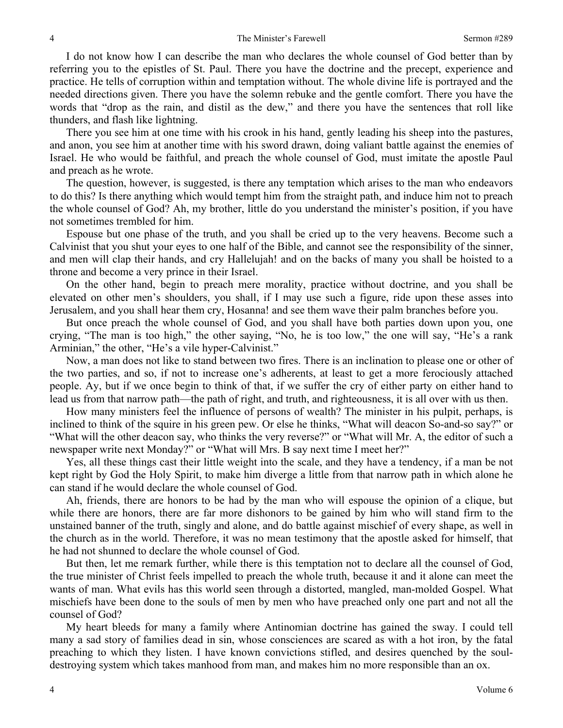I do not know how I can describe the man who declares the whole counsel of God better than by referring you to the epistles of St. Paul. There you have the doctrine and the precept, experience and practice. He tells of corruption within and temptation without. The whole divine life is portrayed and the needed directions given. There you have the solemn rebuke and the gentle comfort. There you have the words that "drop as the rain, and distil as the dew," and there you have the sentences that roll like thunders, and flash like lightning.

There you see him at one time with his crook in his hand, gently leading his sheep into the pastures, and anon, you see him at another time with his sword drawn, doing valiant battle against the enemies of Israel. He who would be faithful, and preach the whole counsel of God, must imitate the apostle Paul and preach as he wrote.

The question, however, is suggested, is there any temptation which arises to the man who endeavors to do this? Is there anything which would tempt him from the straight path, and induce him not to preach the whole counsel of God? Ah, my brother, little do you understand the minister's position, if you have not sometimes trembled for him.

Espouse but one phase of the truth, and you shall be cried up to the very heavens. Become such a Calvinist that you shut your eyes to one half of the Bible, and cannot see the responsibility of the sinner, and men will clap their hands, and cry Hallelujah! and on the backs of many you shall be hoisted to a throne and become a very prince in their Israel.

On the other hand, begin to preach mere morality, practice without doctrine, and you shall be elevated on other men's shoulders, you shall, if I may use such a figure, ride upon these asses into Jerusalem, and you shall hear them cry, Hosanna! and see them wave their palm branches before you.

But once preach the whole counsel of God, and you shall have both parties down upon you, one crying, "The man is too high," the other saying, "No, he is too low," the one will say, "He's a rank Arminian," the other, "He's a vile hyper-Calvinist."

Now, a man does not like to stand between two fires. There is an inclination to please one or other of the two parties, and so, if not to increase one's adherents, at least to get a more ferociously attached people. Ay, but if we once begin to think of that, if we suffer the cry of either party on either hand to lead us from that narrow path—the path of right, and truth, and righteousness, it is all over with us then.

How many ministers feel the influence of persons of wealth? The minister in his pulpit, perhaps, is inclined to think of the squire in his green pew. Or else he thinks, "What will deacon So-and-so say?" or "What will the other deacon say, who thinks the very reverse?" or "What will Mr. A, the editor of such a newspaper write next Monday?" or "What will Mrs. B say next time I meet her?"

Yes, all these things cast their little weight into the scale, and they have a tendency, if a man be not kept right by God the Holy Spirit, to make him diverge a little from that narrow path in which alone he can stand if he would declare the whole counsel of God.

Ah, friends, there are honors to be had by the man who will espouse the opinion of a clique, but while there are honors, there are far more dishonors to be gained by him who will stand firm to the unstained banner of the truth, singly and alone, and do battle against mischief of every shape, as well in the church as in the world. Therefore, it was no mean testimony that the apostle asked for himself, that he had not shunned to declare the whole counsel of God.

But then, let me remark further, while there is this temptation not to declare all the counsel of God, the true minister of Christ feels impelled to preach the whole truth, because it and it alone can meet the wants of man. What evils has this world seen through a distorted, mangled, man-molded Gospel. What mischiefs have been done to the souls of men by men who have preached only one part and not all the counsel of God?

My heart bleeds for many a family where Antinomian doctrine has gained the sway. I could tell many a sad story of families dead in sin, whose consciences are scared as with a hot iron, by the fatal preaching to which they listen. I have known convictions stifled, and desires quenched by the soul-destroying system which takes manhood from man, and makes him no more responsible than an ox.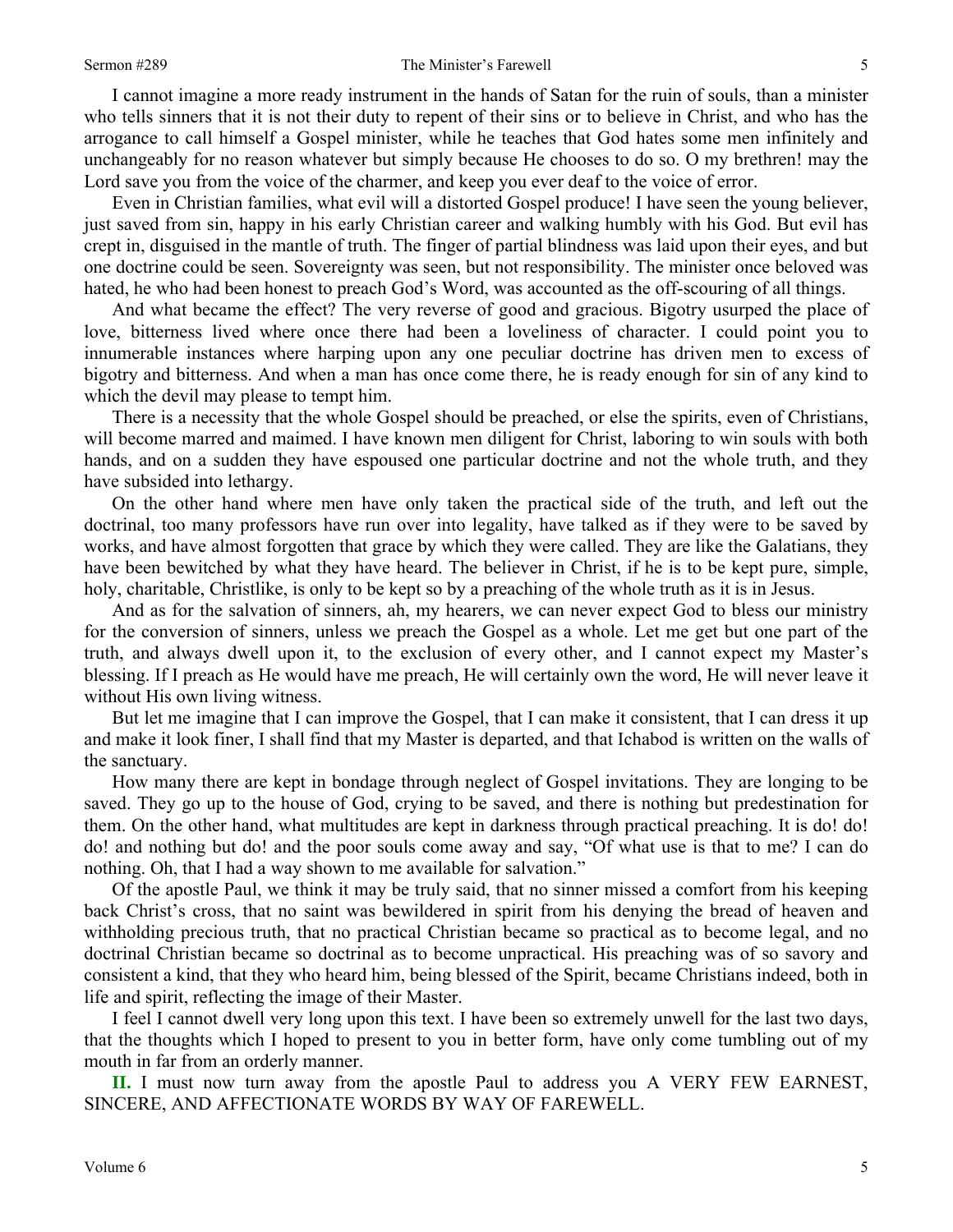I cannot imagine a more ready instrument in the hands of Satan for the ruin of souls, than a minister who tells sinners that it is not their duty to repent of their sins or to believe in Christ, and who has the arrogance to call himself a Gospel minister, while he teaches that God hates some men infinitely and unchangeably for no reason whatever but simply because He chooses to do so. O my brethren! may the Lord save you from the voice of the charmer, and keep you ever deaf to the voice of error.

Even in Christian families, what evil will a distorted Gospel produce! I have seen the young believer, just saved from sin, happy in his early Christian career and walking humbly with his God. But evil has crept in, disguised in the mantle of truth. The finger of partial blindness was laid upon their eyes, and but one doctrine could be seen. Sovereignty was seen, but not responsibility. The minister once beloved was hated, he who had been honest to preach God's Word, was accounted as the off-scouring of all things.

And what became the effect? The very reverse of good and gracious. Bigotry usurped the place of love, bitterness lived where once there had been a loveliness of character. I could point you to innumerable instances where harping upon any one peculiar doctrine has driven men to excess of bigotry and bitterness. And when a man has once come there, he is ready enough for sin of any kind to which the devil may please to tempt him.

There is a necessity that the whole Gospel should be preached, or else the spirits, even of Christians, will become marred and maimed. I have known men diligent for Christ, laboring to win souls with both hands, and on a sudden they have espoused one particular doctrine and not the whole truth, and they have subsided into lethargy.

On the other hand where men have only taken the practical side of the truth, and left out the doctrinal, too many professors have run over into legality, have talked as if they were to be saved by works, and have almost forgotten that grace by which they were called. They are like the Galatians, they have been bewitched by what they have heard. The believer in Christ, if he is to be kept pure, simple, holy, charitable, Christlike, is only to be kept so by a preaching of the whole truth as it is in Jesus.

And as for the salvation of sinners, ah, my hearers, we can never expect God to bless our ministry for the conversion of sinners, unless we preach the Gospel as a whole. Let me get but one part of the truth, and always dwell upon it, to the exclusion of every other, and I cannot expect my Master's blessing. If I preach as He would have me preach, He will certainly own the word, He will never leave it without His own living witness.

But let me imagine that I can improve the Gospel, that I can make it consistent, that I can dress it up and make it look finer, I shall find that my Master is departed, and that Ichabod is written on the walls of the sanctuary.

How many there are kept in bondage through neglect of Gospel invitations. They are longing to be saved. They go up to the house of God, crying to be saved, and there is nothing but predestination for them. On the other hand, what multitudes are kept in darkness through practical preaching. It is do! do! do! and nothing but do! and the poor souls come away and say, "Of what use is that to me? I can do nothing. Oh, that I had a way shown to me available for salvation."

Of the apostle Paul, we think it may be truly said, that no sinner missed a comfort from his keeping back Christ's cross, that no saint was bewildered in spirit from his denying the bread of heaven and withholding precious truth, that no practical Christian became so practical as to become legal, and no doctrinal Christian became so doctrinal as to become unpractical. His preaching was of so savory and consistent a kind, that they who heard him, being blessed of the Spirit, became Christians indeed, both in life and spirit, reflecting the image of their Master.

I feel I cannot dwell very long upon this text. I have been so extremely unwell for the last two days, that the thoughts which I hoped to present to you in better form, have only come tumbling out of my mouth in far from an orderly manner.

**II.** I must now turn away from the apostle Paul to address you A VERY FEW EARNEST, SINCERE, AND AFFECTIONATE WORDS BY WAY OF FAREWELL.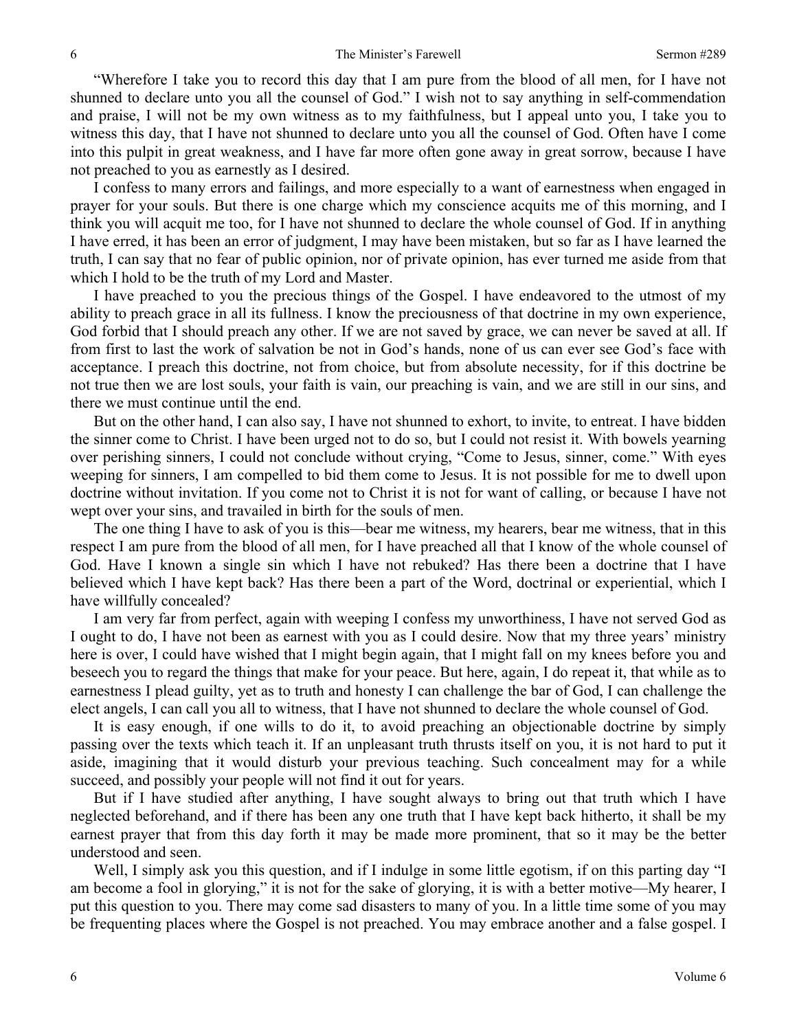"Wherefore I take you to record this day that I am pure from the blood of all men, for I have not shunned to declare unto you all the counsel of God." I wish not to say anything in self-commendation and praise, I will not be my own witness as to my faithfulness, but I appeal unto you, I take you to witness this day, that I have not shunned to declare unto you all the counsel of God. Often have I come into this pulpit in great weakness, and I have far more often gone away in great sorrow, because I have not preached to you as earnestly as I desired.

I confess to many errors and failings, and more especially to a want of earnestness when engaged in prayer for your souls. But there is one charge which my conscience acquits me of this morning, and I think you will acquit me too, for I have not shunned to declare the whole counsel of God. If in anything I have erred, it has been an error of judgment, I may have been mistaken, but so far as I have learned the truth, I can say that no fear of public opinion, nor of private opinion, has ever turned me aside from that which I hold to be the truth of my Lord and Master.

I have preached to you the precious things of the Gospel. I have endeavored to the utmost of my ability to preach grace in all its fullness. I know the preciousness of that doctrine in my own experience, God forbid that I should preach any other. If we are not saved by grace, we can never be saved at all. If from first to last the work of salvation be not in God's hands, none of us can ever see God's face with acceptance. I preach this doctrine, not from choice, but from absolute necessity, for if this doctrine be not true then we are lost souls, your faith is vain, our preaching is vain, and we are still in our sins, and there we must continue until the end.

But on the other hand, I can also say, I have not shunned to exhort, to invite, to entreat. I have bidden the sinner come to Christ. I have been urged not to do so, but I could not resist it. With bowels yearning over perishing sinners, I could not conclude without crying, "Come to Jesus, sinner, come." With eyes weeping for sinners, I am compelled to bid them come to Jesus. It is not possible for me to dwell upon doctrine without invitation. If you come not to Christ it is not for want of calling, or because I have not wept over your sins, and travailed in birth for the souls of men.

The one thing I have to ask of you is this—bear me witness, my hearers, bear me witness, that in this respect I am pure from the blood of all men, for I have preached all that I know of the whole counsel of God. Have I known a single sin which I have not rebuked? Has there been a doctrine that I have believed which I have kept back? Has there been a part of the Word, doctrinal or experiential, which I have willfully concealed?

I am very far from perfect, again with weeping I confess my unworthiness, I have not served God as I ought to do, I have not been as earnest with you as I could desire. Now that my three years' ministry here is over, I could have wished that I might begin again, that I might fall on my knees before you and beseech you to regard the things that make for your peace. But here, again, I do repeat it, that while as to earnestness I plead guilty, yet as to truth and honesty I can challenge the bar of God, I can challenge the elect angels, I can call you all to witness, that I have not shunned to declare the whole counsel of God.

It is easy enough, if one wills to do it, to avoid preaching an objectionable doctrine by simply passing over the texts which teach it. If an unpleasant truth thrusts itself on you, it is not hard to put it aside, imagining that it would disturb your previous teaching. Such concealment may for a while succeed, and possibly your people will not find it out for years.

But if I have studied after anything, I have sought always to bring out that truth which I have neglected beforehand, and if there has been any one truth that I have kept back hitherto, it shall be my earnest prayer that from this day forth it may be made more prominent, that so it may be the better understood and seen.

Well, I simply ask you this question, and if I indulge in some little egotism, if on this parting day "I am become a fool in glorying," it is not for the sake of glorying, it is with a better motive—My hearer, I put this question to you. There may come sad disasters to many of you. In a little time some of you may be frequenting places where the Gospel is not preached. You may embrace another and a false gospel. I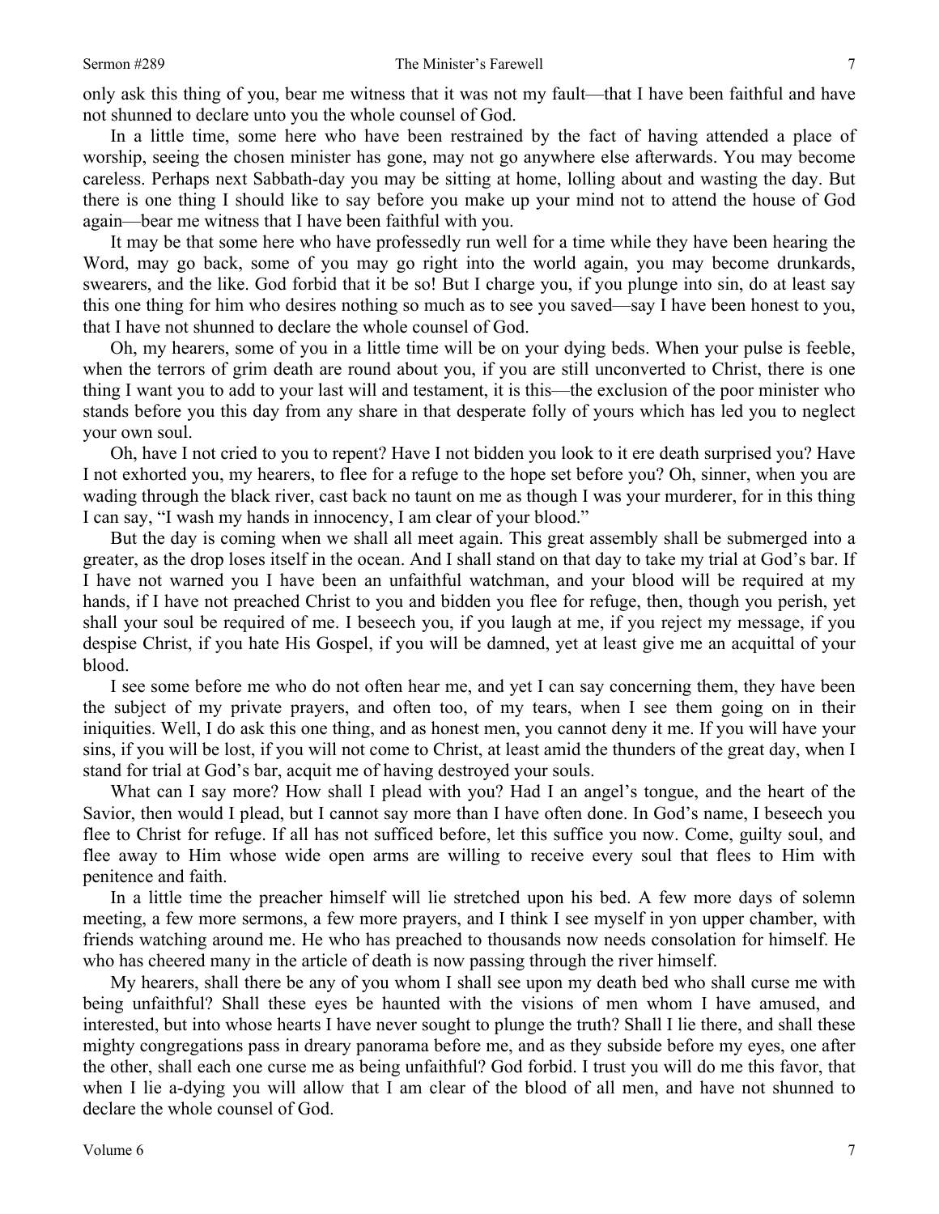only ask this thing of you, bear me witness that it was not my fault—that I have been faithful and have not shunned to declare unto you the whole counsel of God.

In a little time, some here who have been restrained by the fact of having attended a place of worship, seeing the chosen minister has gone, may not go anywhere else afterwards. You may become careless. Perhaps next Sabbath-day you may be sitting at home, lolling about and wasting the day. But there is one thing I should like to say before you make up your mind not to attend the house of God again—bear me witness that I have been faithful with you.

It may be that some here who have professedly run well for a time while they have been hearing the Word, may go back, some of you may go right into the world again, you may become drunkards, swearers, and the like. God forbid that it be so! But I charge you, if you plunge into sin, do at least say this one thing for him who desires nothing so much as to see you saved—say I have been honest to you, that I have not shunned to declare the whole counsel of God.

Oh, my hearers, some of you in a little time will be on your dying beds. When your pulse is feeble, when the terrors of grim death are round about you, if you are still unconverted to Christ, there is one thing I want you to add to your last will and testament, it is this—the exclusion of the poor minister who stands before you this day from any share in that desperate folly of yours which has led you to neglect your own soul.

Oh, have I not cried to you to repent? Have I not bidden you look to it ere death surprised you? Have I not exhorted you, my hearers, to flee for a refuge to the hope set before you? Oh, sinner, when you are wading through the black river, cast back no taunt on me as though I was your murderer, for in this thing I can say, "I wash my hands in innocency, I am clear of your blood."

But the day is coming when we shall all meet again. This great assembly shall be submerged into a greater, as the drop loses itself in the ocean. And I shall stand on that day to take my trial at God's bar. If I have not warned you I have been an unfaithful watchman, and your blood will be required at my hands, if I have not preached Christ to you and bidden you flee for refuge, then, though you perish, yet shall your soul be required of me. I beseech you, if you laugh at me, if you reject my message, if you despise Christ, if you hate His Gospel, if you will be damned, yet at least give me an acquittal of your blood.

I see some before me who do not often hear me, and yet I can say concerning them, they have been the subject of my private prayers, and often too, of my tears, when I see them going on in their iniquities. Well, I do ask this one thing, and as honest men, you cannot deny it me. If you will have your sins, if you will be lost, if you will not come to Christ, at least amid the thunders of the great day, when I stand for trial at God's bar, acquit me of having destroyed your souls.

What can I say more? How shall I plead with you? Had I an angel's tongue, and the heart of the Savior, then would I plead, but I cannot say more than I have often done. In God's name, I beseech you flee to Christ for refuge. If all has not sufficed before, let this suffice you now. Come, guilty soul, and flee away to Him whose wide open arms are willing to receive every soul that flees to Him with penitence and faith.

In a little time the preacher himself will lie stretched upon his bed. A few more days of solemn meeting, a few more sermons, a few more prayers, and I think I see myself in yon upper chamber, with friends watching around me. He who has preached to thousands now needs consolation for himself. He who has cheered many in the article of death is now passing through the river himself.

My hearers, shall there be any of you whom I shall see upon my death bed who shall curse me with being unfaithful? Shall these eyes be haunted with the visions of men whom I have amused, and interested, but into whose hearts I have never sought to plunge the truth? Shall I lie there, and shall these mighty congregations pass in dreary panorama before me, and as they subside before my eyes, one after the other, shall each one curse me as being unfaithful? God forbid. I trust you will do me this favor, that when I lie a-dying you will allow that I am clear of the blood of all men, and have not shunned to declare the whole counsel of God.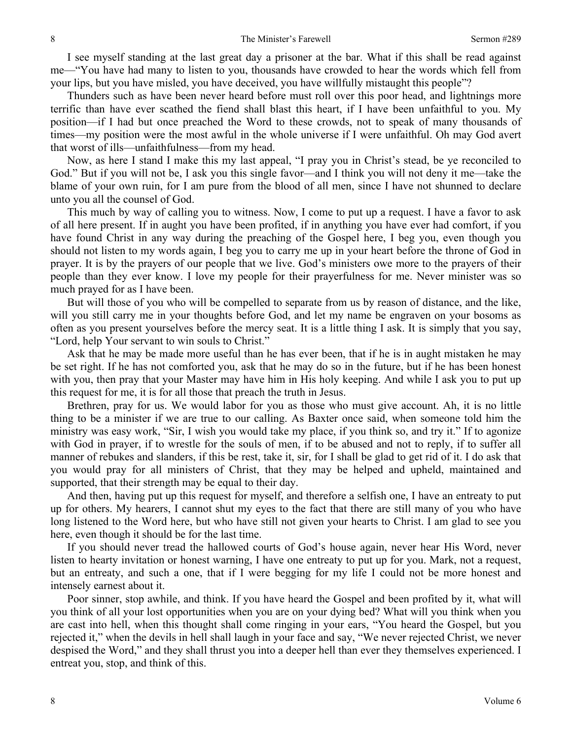I see myself standing at the last great day a prisoner at the bar. What if this shall be read against me—"You have had many to listen to you, thousands have crowded to hear the words which fell from your lips, but you have misled, you have deceived, you have willfully mistaught this people"?

Thunders such as have been never heard before must roll over this poor head, and lightnings more terrific than have ever scathed the fiend shall blast this heart, if I have been unfaithful to you. My position—if I had but once preached the Word to these crowds, not to speak of many thousands of times—my position were the most awful in the whole universe if I were unfaithful. Oh may God avert that worst of ills—unfaithfulness—from my head.

Now, as here I stand I make this my last appeal, "I pray you in Christ's stead, be ye reconciled to God." But if you will not be, I ask you this single favor—and I think you will not deny it me—take the blame of your own ruin, for I am pure from the blood of all men, since I have not shunned to declare unto you all the counsel of God.

This much by way of calling you to witness. Now, I come to put up a request. I have a favor to ask of all here present. If in aught you have been profited, if in anything you have ever had comfort, if you have found Christ in any way during the preaching of the Gospel here, I beg you, even though you should not listen to my words again, I beg you to carry me up in your heart before the throne of God in prayer. It is by the prayers of our people that we live. God's ministers owe more to the prayers of their people than they ever know. I love my people for their prayerfulness for me. Never minister was so much prayed for as I have been.

But will those of you who will be compelled to separate from us by reason of distance, and the like, will you still carry me in your thoughts before God, and let my name be engraven on your bosoms as often as you present yourselves before the mercy seat. It is a little thing I ask. It is simply that you say, "Lord, help Your servant to win souls to Christ."

Ask that he may be made more useful than he has ever been, that if he is in aught mistaken he may be set right. If he has not comforted you, ask that he may do so in the future, but if he has been honest with you, then pray that your Master may have him in His holy keeping. And while I ask you to put up this request for me, it is for all those that preach the truth in Jesus.

Brethren, pray for us. We would labor for you as those who must give account. Ah, it is no little thing to be a minister if we are true to our calling. As Baxter once said, when someone told him the ministry was easy work, "Sir, I wish you would take my place, if you think so, and try it." If to agonize with God in prayer, if to wrestle for the souls of men, if to be abused and not to reply, if to suffer all manner of rebukes and slanders, if this be rest, take it, sir, for I shall be glad to get rid of it. I do ask that you would pray for all ministers of Christ, that they may be helped and upheld, maintained and supported, that their strength may be equal to their day.

And then, having put up this request for myself, and therefore a selfish one, I have an entreaty to put up for others. My hearers, I cannot shut my eyes to the fact that there are still many of you who have long listened to the Word here, but who have still not given your hearts to Christ. I am glad to see you here, even though it should be for the last time.

If you should never tread the hallowed courts of God's house again, never hear His Word, never listen to hearty invitation or honest warning, I have one entreaty to put up for you. Mark, not a request, but an entreaty, and such a one, that if I were begging for my life I could not be more honest and intensely earnest about it.

Poor sinner, stop awhile, and think. If you have heard the Gospel and been profited by it, what will you think of all your lost opportunities when you are on your dying bed? What will you think when you are cast into hell, when this thought shall come ringing in your ears, "You heard the Gospel, but you rejected it," when the devils in hell shall laugh in your face and say, "We never rejected Christ, we never despised the Word," and they shall thrust you into a deeper hell than ever they themselves experienced. I entreat you, stop, and think of this.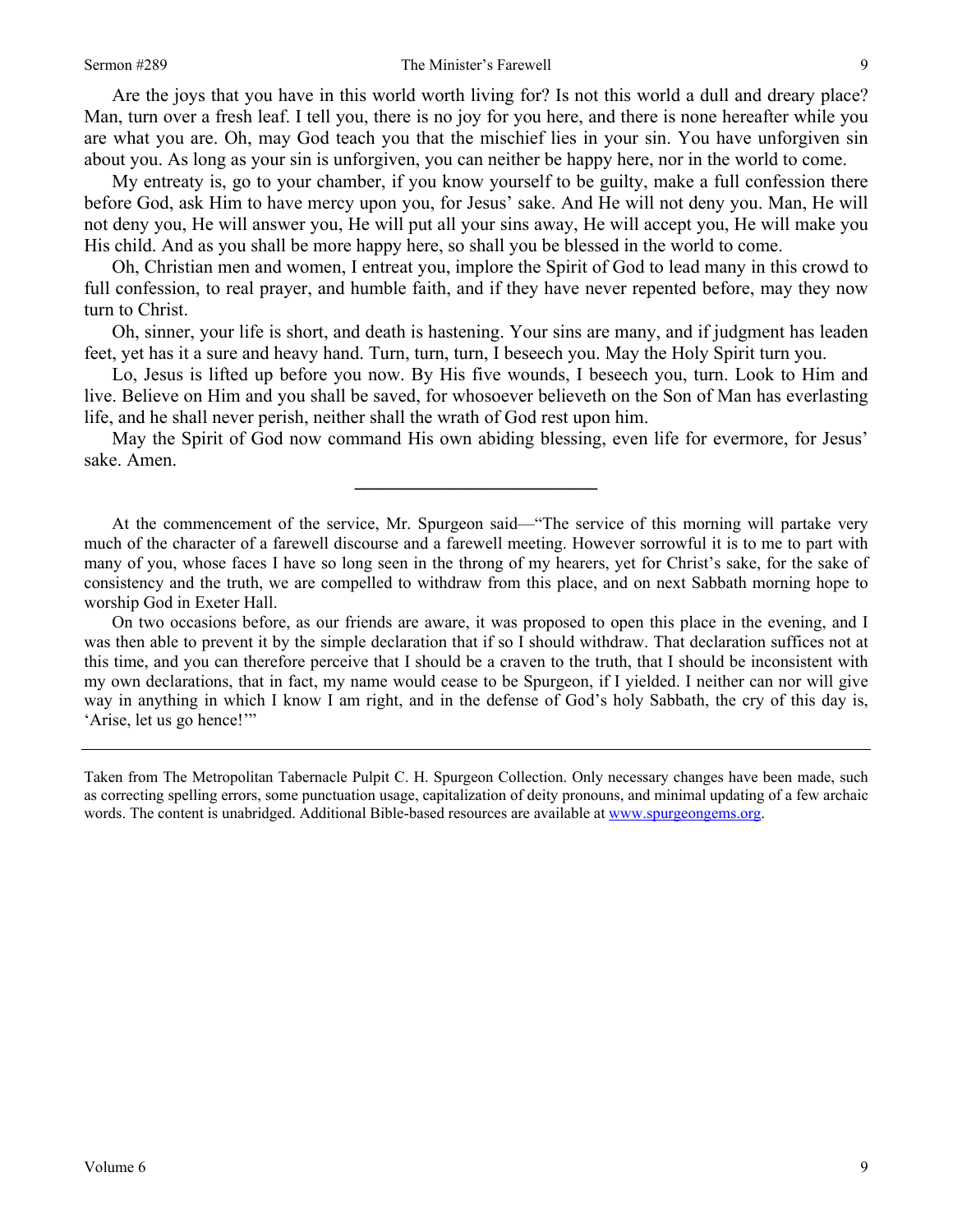Are the joys that you have in this world worth living for? Is not this world a dull and dreary place? Man, turn over a fresh leaf. I tell you, there is no joy for you here, and there is none hereafter while you are what you are. Oh, may God teach you that the mischief lies in your sin. You have unforgiven sin about you. As long as your sin is unforgiven, you can neither be happy here, nor in the world to come.

My entreaty is, go to your chamber, if you know yourself to be guilty, make a full confession there before God, ask Him to have mercy upon you, for Jesus' sake. And He will not deny you. Man, He will not deny you, He will answer you, He will put all your sins away, He will accept you, He will make you His child. And as you shall be more happy here, so shall you be blessed in the world to come.

Oh, Christian men and women, I entreat you, implore the Spirit of God to lead many in this crowd to full confession, to real prayer, and humble faith, and if they have never repented before, may they now turn to Christ.

Oh, sinner, your life is short, and death is hastening. Your sins are many, and if judgment has leaden feet, yet has it a sure and heavy hand. Turn, turn, turn, I beseech you. May the Holy Spirit turn you.

Lo, Jesus is lifted up before you now. By His five wounds, I beseech you, turn. Look to Him and live. Believe on Him and you shall be saved, for whosoever believeth on the Son of Man has everlasting life, and he shall never perish, neither shall the wrath of God rest upon him.

May the Spirit of God now command His own abiding blessing, even life for evermore, for Jesus' sake. Amen.

---

At the commencement of the service, Mr. Spurgeon said—"The service of this morning will partake very much of the character of a farewell discourse and a farewell meeting. However sorrowful it is to me to part with many of you, whose faces I have so long seen in the throng of my hearers, yet for Christ's sake, for the sake of consistency and the truth, we are compelled to withdraw from this place, and on next Sabbath morning hope to worship God in Exeter Hall.

On two occasions before, as our friends are aware, it was proposed to open this place in the evening, and I was then able to prevent it by the simple declaration that if so I should withdraw. That declaration suffices not at this time, and you can therefore perceive that I should be a craven to the truth, that I should be inconsistent with my own declarations, that in fact, my name would cease to be Spurgeon, if I yielded. I neither can nor will give way in anything in which I know I am right, and in the defense of God's holy Sabbath, the cry of this day is, 'Arise, let us go hence!'"

---

Taken from The Metropolitan Tabernacle Pulpit C. H. Spurgeon Collection. Only necessary changes have been made, such as correcting spelling errors, some punctuation usage, capitalization of deity pronouns, and minimal updating of a few archaic words. The content is unabridged. Additional Bible-based resources are available at www.spurgeongems.org.